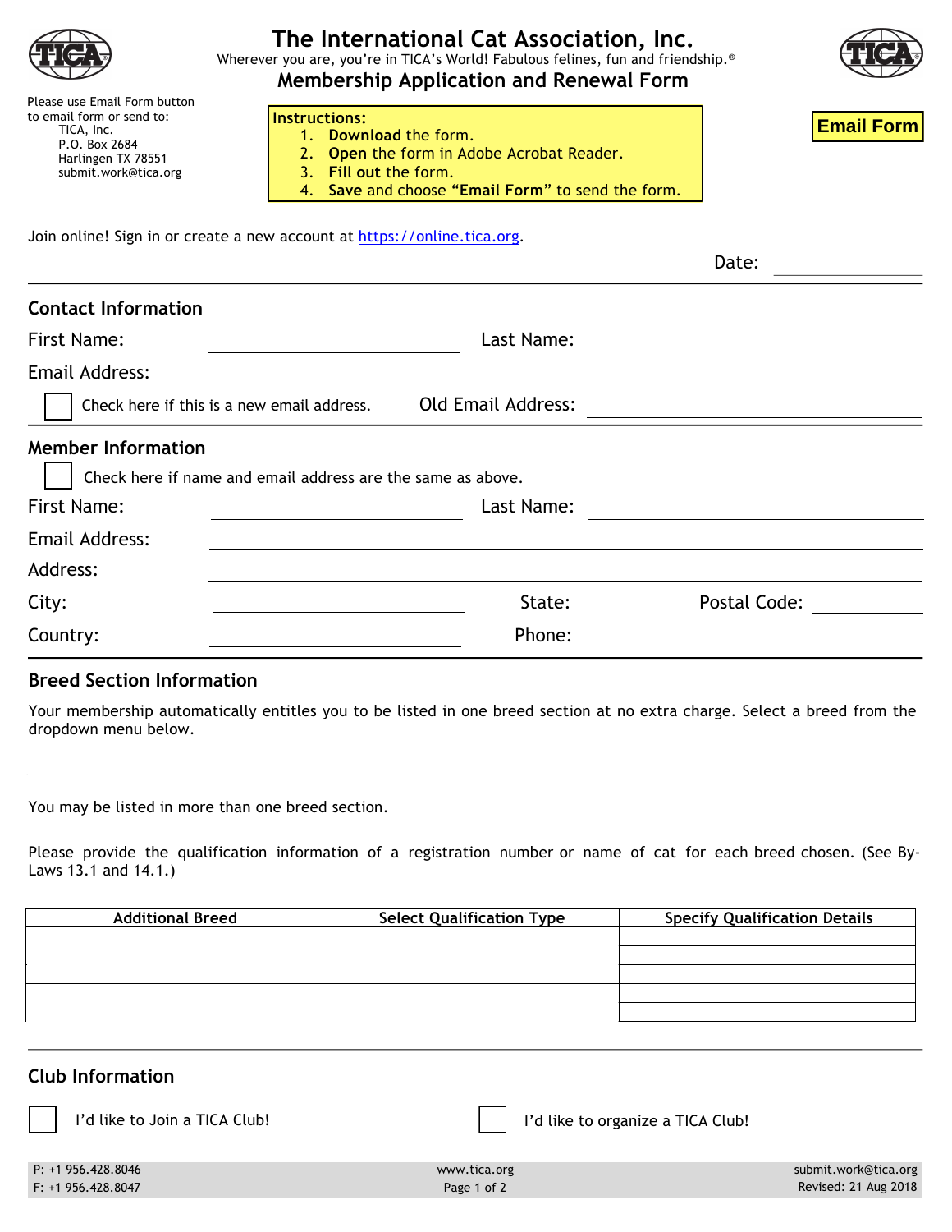# The International Cat Association, Inc.

Wherever you are, you're in TICA's World! Fabulous felines, fun and friendship.®

## Membership Application and Renewal Form

Please use Email Form button to email form or send to:
TICA, Inc.
P.O. Box 2684
Harlingen TX 78551
submit.work@tica.org

**Instructions:**
1. **Download** the form.
2. **Open** the form in Adobe Acrobat Reader.
3. **Fill out** the form.
4. **Save** and choose **"Email Form"** to send the form.

**Email Form**

Join online! Sign in or create a new account at https://online.tica.org.

Date: ____________

### Contact Information

First Name: ____________ Last Name: ____________

Email Address: ____________

☐ Check here if this is a new email address. Old Email Address: ____________

### Member Information

☐ Check here if name and email address are the same as above.

First Name: ____________ Last Name: ____________

Email Address: ____________

Address: ____________

City: ____________ State: ____________ Postal Code: ____________

Country: ____________ Phone: ____________

### Breed Section Information

Your membership automatically entitles you to be listed in one breed section at no extra charge. Select a breed from the dropdown menu below.

You may be listed in more than one breed section.

Please provide the qualification information of a registration number or name of cat for each breed chosen. (See By-Laws 13.1 and 14.1.)

| Additional Breed | Select Qualification Type | Specify Qualification Details |
|---|---|---|
| | | |
| | | |
| | | |
| | | |
| | | |

### Club Information

☐ I'd like to Join a TICA Club!

☐ I'd like to organize a TICA Club!

P: +1 956.428.8046
F: +1 956.428.8047
www.tica.org
submit.work@tica.org
Revised: 21 Aug 2018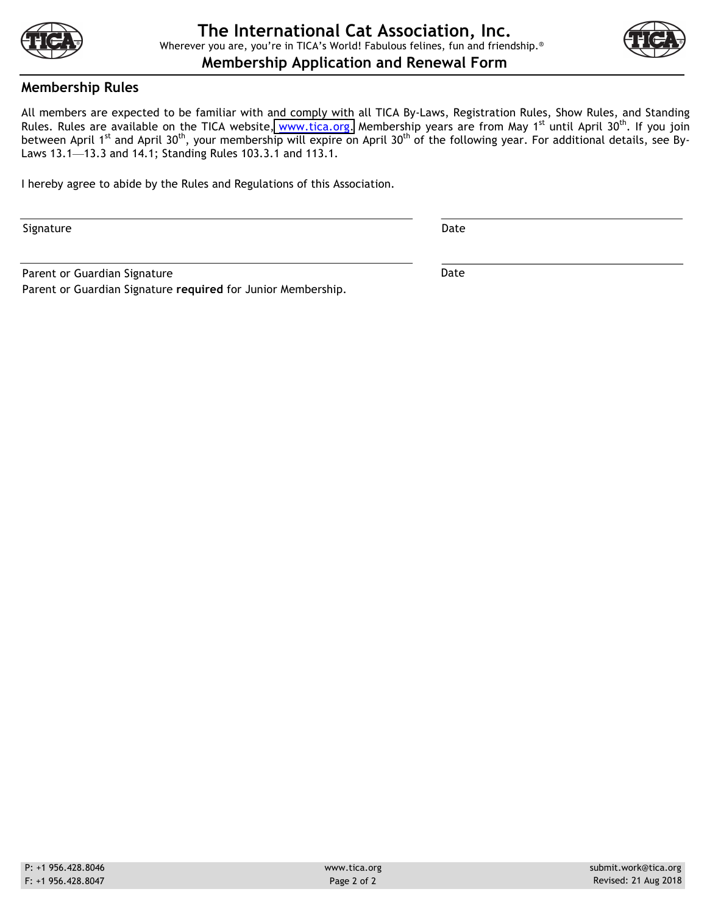# The International Cat Association, Inc.

Wherever you are, you're in TICA's World! Fabulous felines, fun and friendship.®

## Membership Application and Renewal Form

### Membership Rules

All members are expected to be familiar with and comply with all TICA By-Laws, Registration Rules, Show Rules, and Standing Rules. Rules are available on the TICA website, www.tica.org. Membership years are from May 1st until April 30th. If you join between April 1st and April 30th, your membership will expire on April 30th of the following year. For additional details, see By-Laws 13.1—13.3 and 14.1; Standing Rules 103.3.1 and 113.1.

I hereby agree to abide by the Rules and Regulations of this Association.

Signature ______________________ Date ______________

Parent or Guardian Signature ______________________ Date ______________

Parent or Guardian Signature **required** for Junior Membership.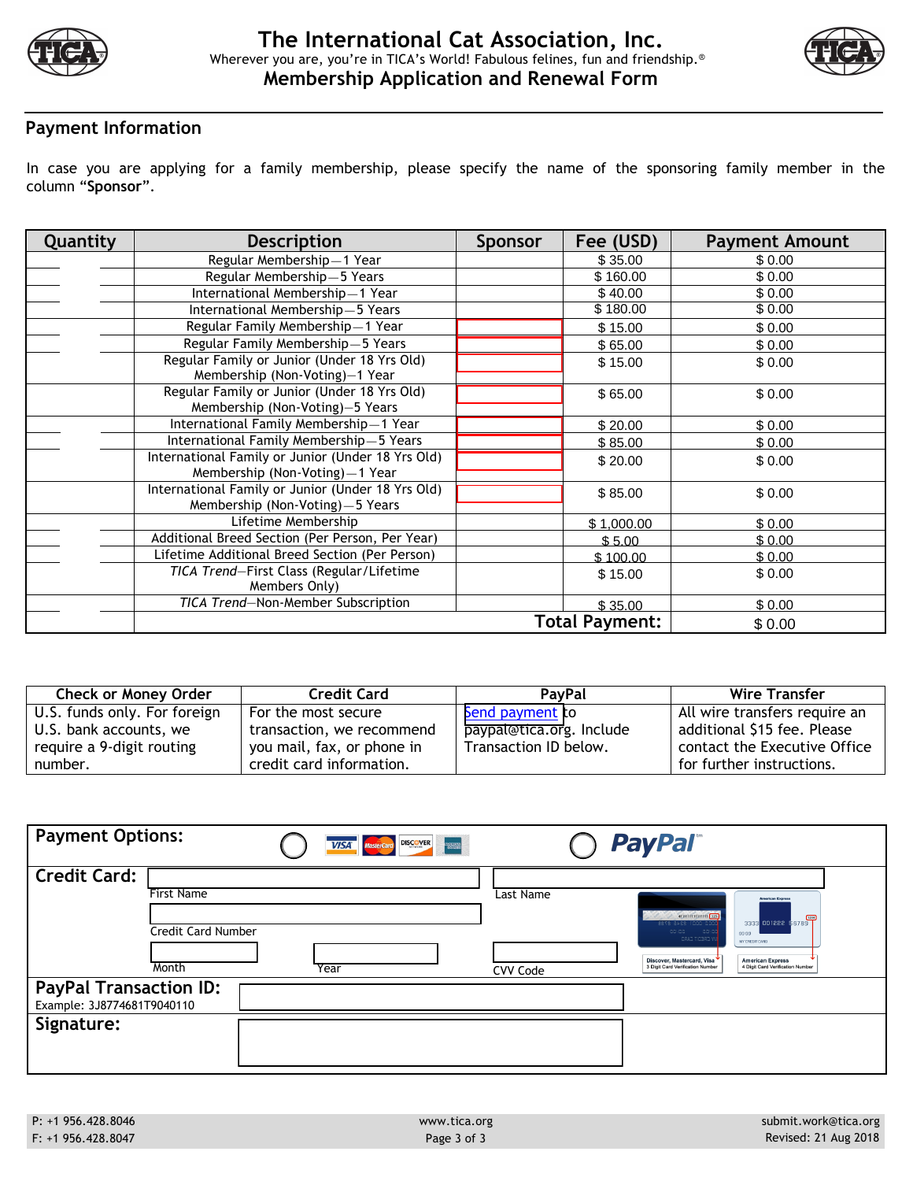# The International Cat Association, Inc.

Wherever you are, you're in TICA's World! Fabulous felines, fun and friendship.®

## Membership Application and Renewal Form

## Payment Information

In case you are applying for a family membership, please specify the name of the sponsoring family member in the column "**Sponsor**".

| Quantity | Description | Sponsor | Fee (USD) | Payment Amount |
|---|---|---|---|---|
| | Regular Membership—1 Year | | $ 35.00 | $ 0.00 |
| | Regular Membership—5 Years | | $ 160.00 | $ 0.00 |
| | International Membership—1 Year | | $ 40.00 | $ 0.00 |
| | International Membership—5 Years | | $ 180.00 | $ 0.00 |
| | Regular Family Membership—1 Year | | $ 15.00 | $ 0.00 |
| | Regular Family Membership—5 Years | | $ 65.00 | $ 0.00 |
| | Regular Family or Junior (Under 18 Yrs Old) Membership (Non-Voting)—1 Year | | $ 15.00 | $ 0.00 |
| | Regular Family or Junior (Under 18 Yrs Old) Membership (Non-Voting)—5 Years | | $ 65.00 | $ 0.00 |
| | International Family Membership—1 Year | | $ 20.00 | $ 0.00 |
| | International Family Membership—5 Years | | $ 85.00 | $ 0.00 |
| | International Family or Junior (Under 18 Yrs Old) Membership (Non-Voting)—1 Year | | $ 20.00 | $ 0.00 |
| | International Family or Junior (Under 18 Yrs Old) Membership (Non-Voting)—5 Years | | $ 85.00 | $ 0.00 |
| | Lifetime Membership | | $ 1,000.00 | $ 0.00 |
| | Additional Breed Section (Per Person, Per Year) | | $ 5.00 | $ 0.00 |
| | Lifetime Additional Breed Section (Per Person) | | $ 100.00 | $ 0.00 |
| | *TICA Trend*—First Class (Regular/Lifetime Members Only) | | $ 15.00 | $ 0.00 |
| | *TICA Trend*—Non-Member Subscription | | $ 35.00 | $ 0.00 |
| | | | **Total Payment:** | $ 0.00 |

| Check or Money Order | Credit Card | PayPal | Wire Transfer |
|---|---|---|---|
| U.S. funds only. For foreign U.S. bank accounts, we require a 9-digit routing number. | For the most secure transaction, we recommend you mail, fax, or phone in credit card information. | Send payment to paypal@tica.org. Include Transaction ID below. | All wire transfers require an additional $15 fee. Please contact the Executive Office for further instructions. |

**Payment Options:** ◯ VISA / MasterCard / DISCOVER / American Express ◯ PayPal

**Credit Card:**

First Name

Last Name

Credit Card Number

Month

Year

CVV Code

Discover, Mastercard, Visa: 3 Digit Card Verification Number

American Express: 4 Digit Card Verification Number

**PayPal Transaction ID:**

Example: 3J8774681T9040110

**Signature:**

P: +1 956.428.8046
F: +1 956.428.8047

www.tica.org

submit.work@tica.org
Revised: 21 Aug 2018